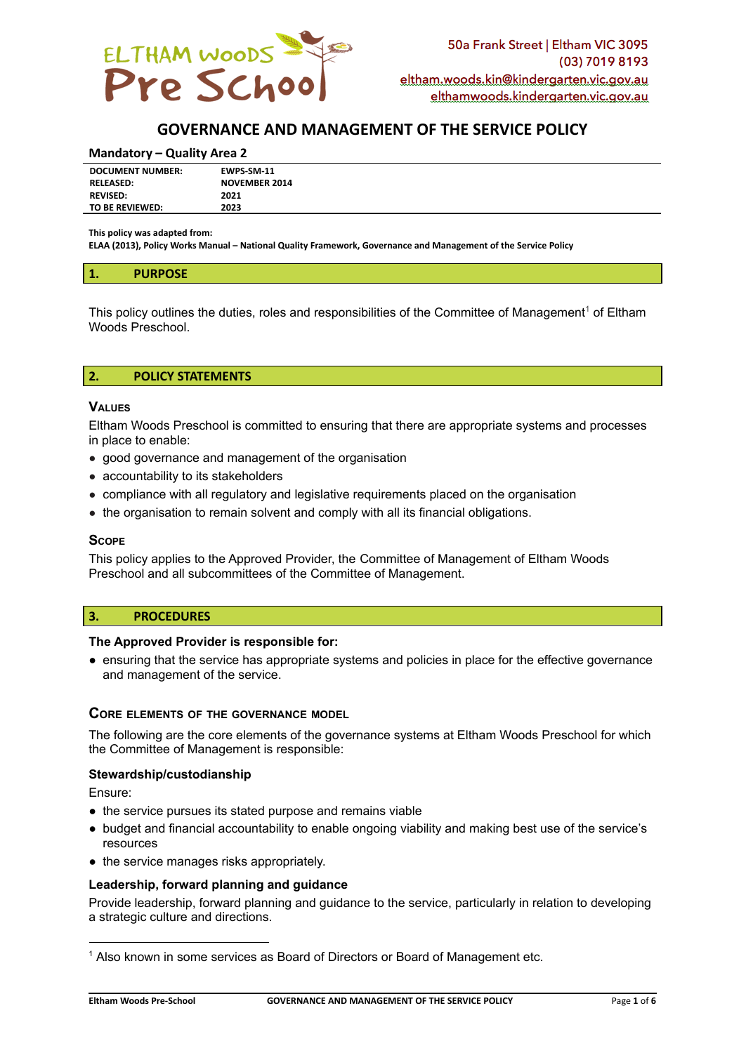ELTHAM WOODS Pre School

50a Frank Street | Eltham VIC 3095
(03) 7019 8193
eltham.woods.kin@kindergarten.vic.gov.au
elthamwoods.kindergarten.vic.gov.au

# GOVERNANCE AND MANAGEMENT OF THE SERVICE POLICY

**Mandatory – Quality Area 2**

| | |
|---|---|
| **DOCUMENT NUMBER:** | **EWPS-SM-11** |
| **RELEASED:** | **NOVEMBER 2014** |
| **REVISED:** | **2021** |
| **TO BE REVIEWED:** | **2023** |

**This policy was adapted from:**
**ELAA (2013), Policy Works Manual – National Quality Framework, Governance and Management of the Service Policy**

## 1. PURPOSE

This policy outlines the duties, roles and responsibilities of the Committee of Management[1] of Eltham Woods Preschool.

## 2. POLICY STATEMENTS

### VALUES

Eltham Woods Preschool is committed to ensuring that there are appropriate systems and processes in place to enable:

- good governance and management of the organisation
- accountability to its stakeholders
- compliance with all regulatory and legislative requirements placed on the organisation
- the organisation to remain solvent and comply with all its financial obligations.

### SCOPE

This policy applies to the Approved Provider, the Committee of Management of Eltham Woods Preschool and all subcommittees of the Committee of Management.

## 3. PROCEDURES

**The Approved Provider is responsible for:**

- ensuring that the service has appropriate systems and policies in place for the effective governance and management of the service.

### CORE ELEMENTS OF THE GOVERNANCE MODEL

The following are the core elements of the governance systems at Eltham Woods Preschool for which the Committee of Management is responsible:

**Stewardship/custodianship**

Ensure:

- the service pursues its stated purpose and remains viable
- budget and financial accountability to enable ongoing viability and making best use of the service's resources
- the service manages risks appropriately.

**Leadership, forward planning and guidance**

Provide leadership, forward planning and guidance to the service, particularly in relation to developing a strategic culture and directions.

[1] Also known in some services as Board of Directors or Board of Management etc.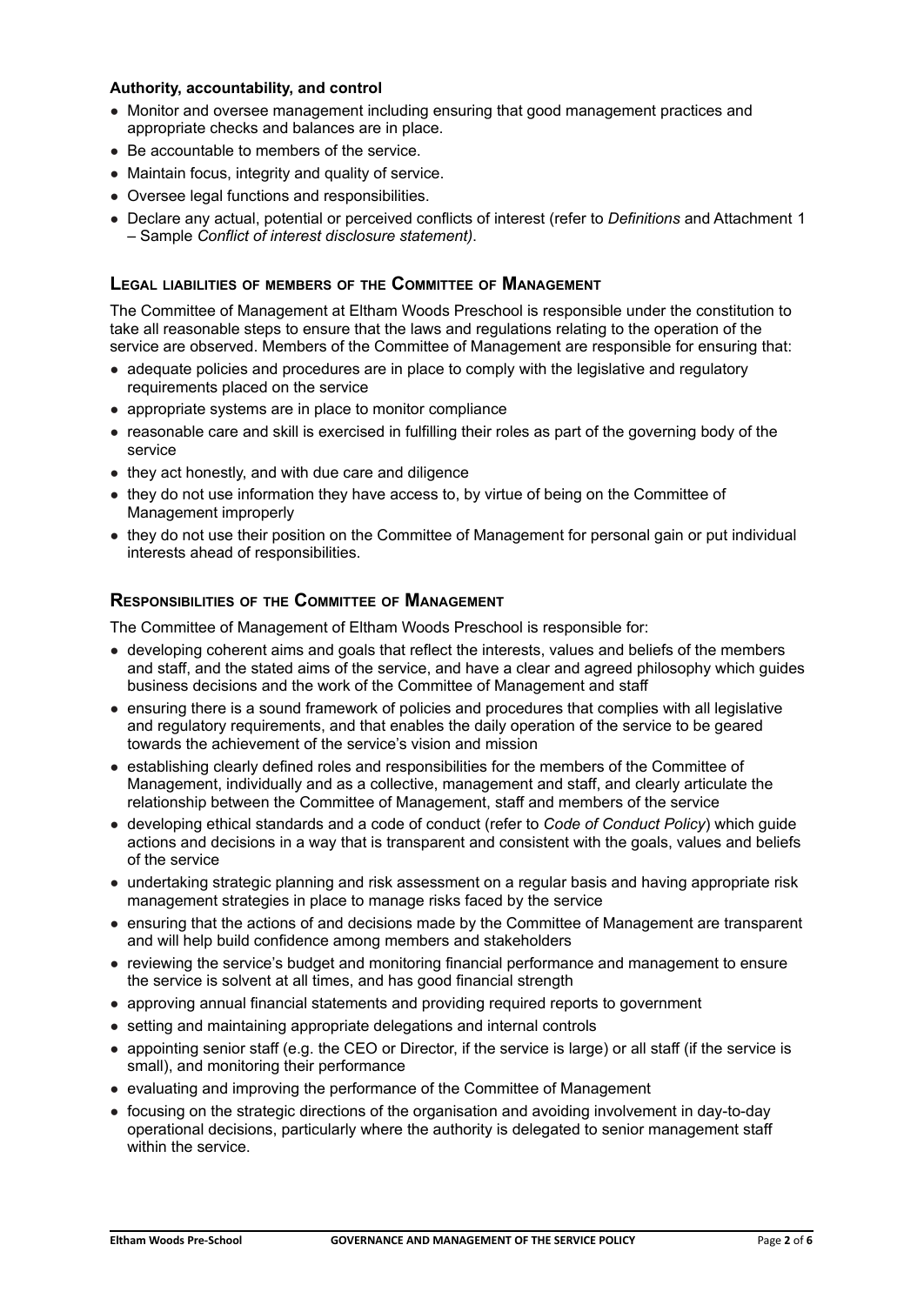**Authority, accountability, and control**

- Monitor and oversee management including ensuring that good management practices and appropriate checks and balances are in place.
- Be accountable to members of the service.
- Maintain focus, integrity and quality of service.
- Oversee legal functions and responsibilities.
- Declare any actual, potential or perceived conflicts of interest (refer to *Definitions* and Attachment 1 – Sample *Conflict of interest disclosure statement)*.

## Legal liabilities of members of the Committee of Management

The Committee of Management at Eltham Woods Preschool is responsible under the constitution to take all reasonable steps to ensure that the laws and regulations relating to the operation of the service are observed. Members of the Committee of Management are responsible for ensuring that:

- adequate policies and procedures are in place to comply with the legislative and regulatory requirements placed on the service
- appropriate systems are in place to monitor compliance
- reasonable care and skill is exercised in fulfilling their roles as part of the governing body of the service
- they act honestly, and with due care and diligence
- they do not use information they have access to, by virtue of being on the Committee of Management improperly
- they do not use their position on the Committee of Management for personal gain or put individual interests ahead of responsibilities.

## Responsibilities of the Committee of Management

The Committee of Management of Eltham Woods Preschool is responsible for:

- developing coherent aims and goals that reflect the interests, values and beliefs of the members and staff, and the stated aims of the service, and have a clear and agreed philosophy which guides business decisions and the work of the Committee of Management and staff
- ensuring there is a sound framework of policies and procedures that complies with all legislative and regulatory requirements, and that enables the daily operation of the service to be geared towards the achievement of the service's vision and mission
- establishing clearly defined roles and responsibilities for the members of the Committee of Management, individually and as a collective, management and staff, and clearly articulate the relationship between the Committee of Management, staff and members of the service
- developing ethical standards and a code of conduct (refer to *Code of Conduct Policy*) which guide actions and decisions in a way that is transparent and consistent with the goals, values and beliefs of the service
- undertaking strategic planning and risk assessment on a regular basis and having appropriate risk management strategies in place to manage risks faced by the service
- ensuring that the actions of and decisions made by the Committee of Management are transparent and will help build confidence among members and stakeholders
- reviewing the service's budget and monitoring financial performance and management to ensure the service is solvent at all times, and has good financial strength
- approving annual financial statements and providing required reports to government
- setting and maintaining appropriate delegations and internal controls
- appointing senior staff (e.g. the CEO or Director, if the service is large) or all staff (if the service is small), and monitoring their performance
- evaluating and improving the performance of the Committee of Management
- focusing on the strategic directions of the organisation and avoiding involvement in day-to-day operational decisions, particularly where the authority is delegated to senior management staff within the service.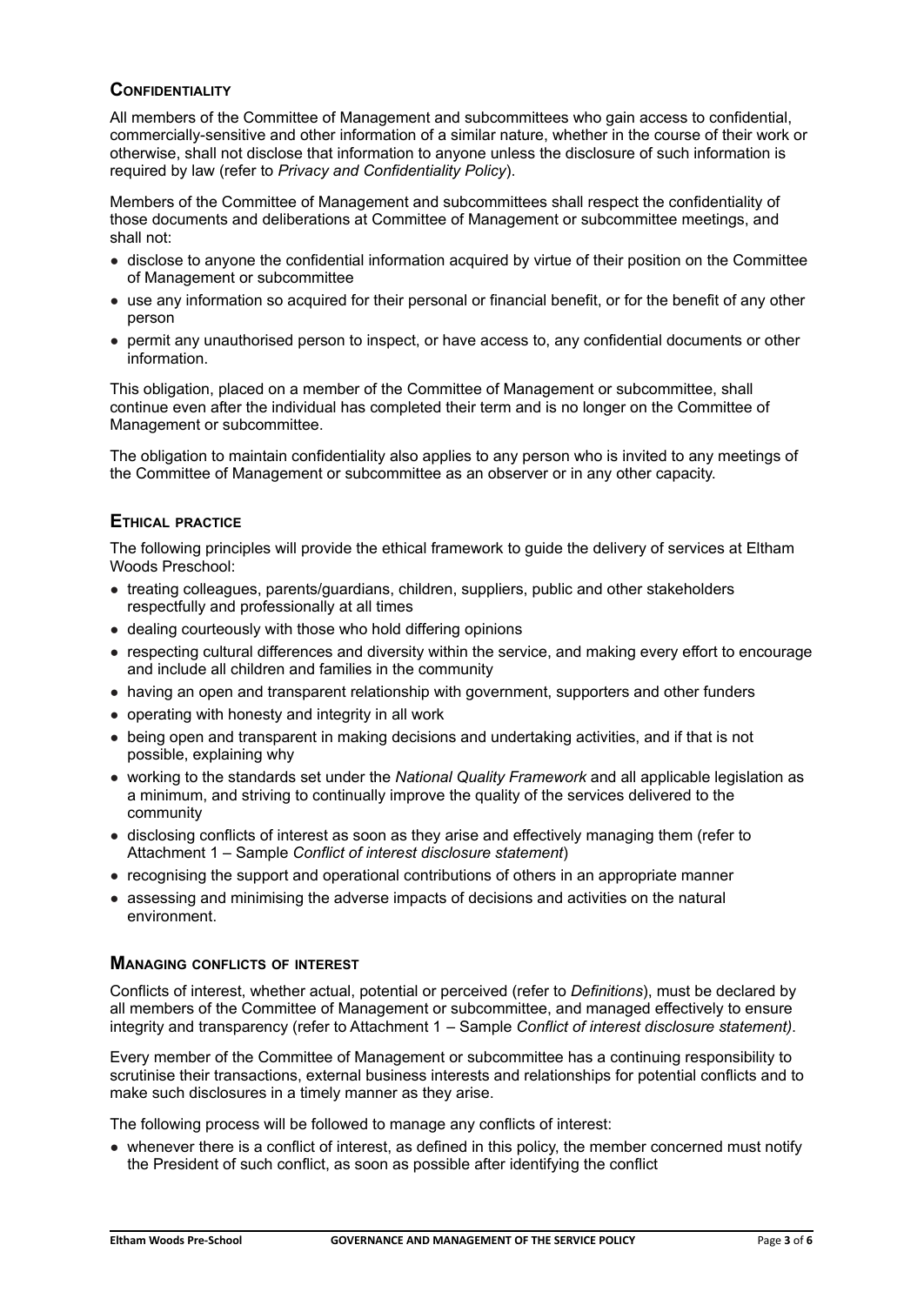## Confidentiality

All members of the Committee of Management and subcommittees who gain access to confidential, commercially-sensitive and other information of a similar nature, whether in the course of their work or otherwise, shall not disclose that information to anyone unless the disclosure of such information is required by law (refer to *Privacy and Confidentiality Policy*).

Members of the Committee of Management and subcommittees shall respect the confidentiality of those documents and deliberations at Committee of Management or subcommittee meetings, and shall not:

- disclose to anyone the confidential information acquired by virtue of their position on the Committee of Management or subcommittee
- use any information so acquired for their personal or financial benefit, or for the benefit of any other person
- permit any unauthorised person to inspect, or have access to, any confidential documents or other information.

This obligation, placed on a member of the Committee of Management or subcommittee, shall continue even after the individual has completed their term and is no longer on the Committee of Management or subcommittee.

The obligation to maintain confidentiality also applies to any person who is invited to any meetings of the Committee of Management or subcommittee as an observer or in any other capacity.

## Ethical practice

The following principles will provide the ethical framework to guide the delivery of services at Eltham Woods Preschool:

- treating colleagues, parents/guardians, children, suppliers, public and other stakeholders respectfully and professionally at all times
- dealing courteously with those who hold differing opinions
- respecting cultural differences and diversity within the service, and making every effort to encourage and include all children and families in the community
- having an open and transparent relationship with government, supporters and other funders
- operating with honesty and integrity in all work
- being open and transparent in making decisions and undertaking activities, and if that is not possible, explaining why
- working to the standards set under the *National Quality Framework* and all applicable legislation as a minimum, and striving to continually improve the quality of the services delivered to the community
- disclosing conflicts of interest as soon as they arise and effectively managing them (refer to Attachment 1 – Sample *Conflict of interest disclosure statement*)
- recognising the support and operational contributions of others in an appropriate manner
- assessing and minimising the adverse impacts of decisions and activities on the natural environment.

## Managing conflicts of interest

Conflicts of interest, whether actual, potential or perceived (refer to *Definitions*), must be declared by all members of the Committee of Management or subcommittee, and managed effectively to ensure integrity and transparency (refer to Attachment 1 – Sample *Conflict of interest disclosure statement)*.

Every member of the Committee of Management or subcommittee has a continuing responsibility to scrutinise their transactions, external business interests and relationships for potential conflicts and to make such disclosures in a timely manner as they arise.

The following process will be followed to manage any conflicts of interest:

- whenever there is a conflict of interest, as defined in this policy, the member concerned must notify the President of such conflict, as soon as possible after identifying the conflict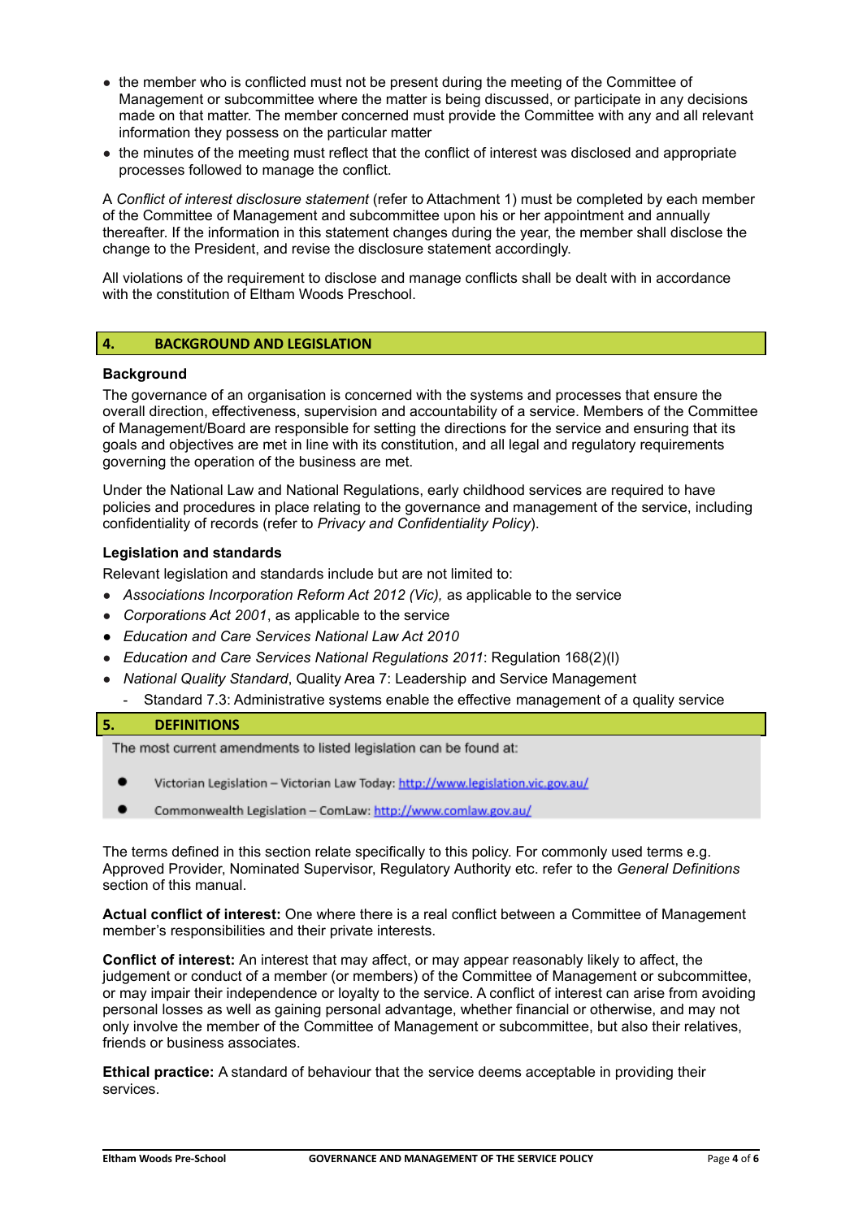- the member who is conflicted must not be present during the meeting of the Committee of Management or subcommittee where the matter is being discussed, or participate in any decisions made on that matter. The member concerned must provide the Committee with any and all relevant information they possess on the particular matter
- the minutes of the meeting must reflect that the conflict of interest was disclosed and appropriate processes followed to manage the conflict.

A *Conflict of interest disclosure statement* (refer to Attachment 1) must be completed by each member of the Committee of Management and subcommittee upon his or her appointment and annually thereafter. If the information in this statement changes during the year, the member shall disclose the change to the President, and revise the disclosure statement accordingly.

All violations of the requirement to disclose and manage conflicts shall be dealt with in accordance with the constitution of Eltham Woods Preschool.

## 4. BACKGROUND AND LEGISLATION

### Background

The governance of an organisation is concerned with the systems and processes that ensure the overall direction, effectiveness, supervision and accountability of a service. Members of the Committee of Management/Board are responsible for setting the directions for the service and ensuring that its goals and objectives are met in line with its constitution, and all legal and regulatory requirements governing the operation of the business are met.

Under the National Law and National Regulations, early childhood services are required to have policies and procedures in place relating to the governance and management of the service, including confidentiality of records (refer to *Privacy and Confidentiality Policy*).

### Legislation and standards

Relevant legislation and standards include but are not limited to:

- *Associations Incorporation Reform Act 2012 (Vic),* as applicable to the service
- *Corporations Act 2001*, as applicable to the service
- *Education and Care Services National Law Act 2010*
- *Education and Care Services National Regulations 2011*: Regulation 168(2)(l)
- *National Quality Standard*, Quality Area 7: Leadership and Service Management
  - Standard 7.3: Administrative systems enable the effective management of a quality service

## 5. DEFINITIONS

The most current amendments to listed legislation can be found at:

- Victorian Legislation – Victorian Law Today: http://www.legislation.vic.gov.au/
- Commonwealth Legislation – ComLaw: http://www.comlaw.gov.au/

The terms defined in this section relate specifically to this policy. For commonly used terms e.g. Approved Provider, Nominated Supervisor, Regulatory Authority etc. refer to the *General Definitions* section of this manual.

**Actual conflict of interest:** One where there is a real conflict between a Committee of Management member's responsibilities and their private interests.

**Conflict of interest:** An interest that may affect, or may appear reasonably likely to affect, the judgement or conduct of a member (or members) of the Committee of Management or subcommittee, or may impair their independence or loyalty to the service. A conflict of interest can arise from avoiding personal losses as well as gaining personal advantage, whether financial or otherwise, and may not only involve the member of the Committee of Management or subcommittee, but also their relatives, friends or business associates.

**Ethical practice:** A standard of behaviour that the service deems acceptable in providing their services.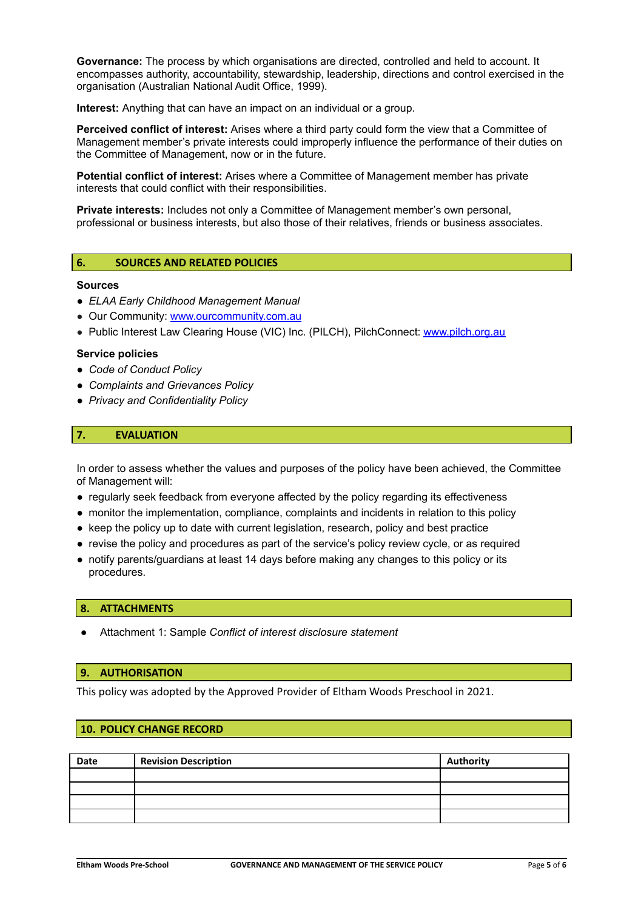**Governance:** The process by which organisations are directed, controlled and held to account. It encompasses authority, accountability, stewardship, leadership, directions and control exercised in the organisation (Australian National Audit Office, 1999).

**Interest:** Anything that can have an impact on an individual or a group.

**Perceived conflict of interest:** Arises where a third party could form the view that a Committee of Management member's private interests could improperly influence the performance of their duties on the Committee of Management, now or in the future.

**Potential conflict of interest:** Arises where a Committee of Management member has private interests that could conflict with their responsibilities.

**Private interests:** Includes not only a Committee of Management member's own personal, professional or business interests, but also those of their relatives, friends or business associates.

## 6. SOURCES AND RELATED POLICIES

**Sources**

- *ELAA Early Childhood Management Manual*
- Our Community: [www.ourcommunity.com.au](http://www.ourcommunity.com.au)
- Public Interest Law Clearing House (VIC) Inc. (PILCH), PilchConnect: [www.pilch.org.au](http://www.pilch.org.au)

**Service policies**

- *Code of Conduct Policy*
- *Complaints and Grievances Policy*
- *Privacy and Confidentiality Policy*

## 7. EVALUATION

In order to assess whether the values and purposes of the policy have been achieved, the Committee of Management will:

- regularly seek feedback from everyone affected by the policy regarding its effectiveness
- monitor the implementation, compliance, complaints and incidents in relation to this policy
- keep the policy up to date with current legislation, research, policy and best practice
- revise the policy and procedures as part of the service's policy review cycle, or as required
- notify parents/guardians at least 14 days before making any changes to this policy or its procedures.

## 8. ATTACHMENTS

- Attachment 1: Sample *Conflict of interest disclosure statement*

## 9. AUTHORISATION

This policy was adopted by the Approved Provider of Eltham Woods Preschool in 2021.

## 10. POLICY CHANGE RECORD

| Date | Revision Description | Authority |
|---|---|---|
| | | |
| | | |
| | | |
| | | |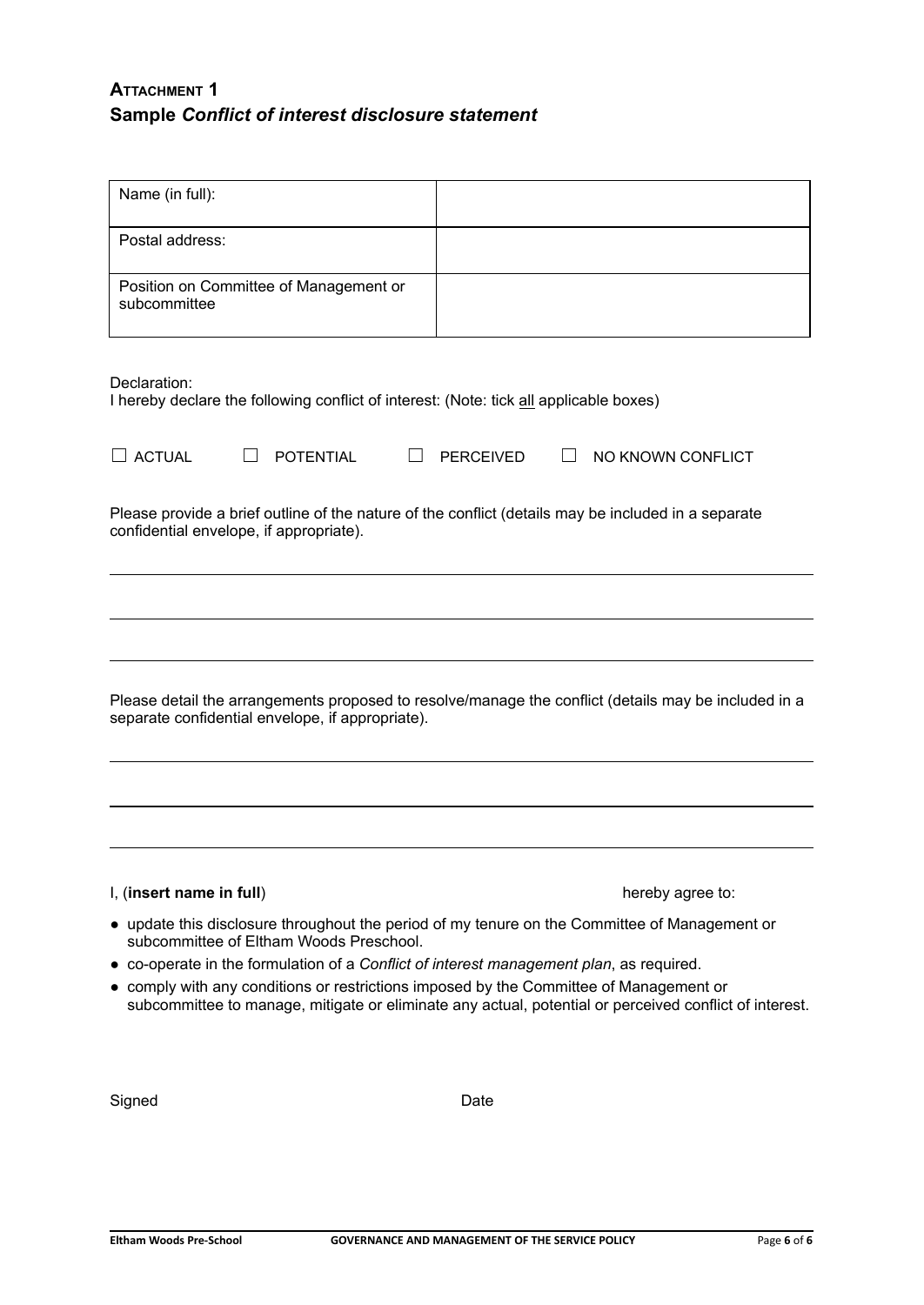**ATTACHMENT 1**
**Sample *Conflict of interest disclosure statement***

| | |
|---|---|
| Name (in full): | |
| Postal address: | |
| Position on Committee of Management or subcommittee | |

Declaration:
I hereby declare the following conflict of interest: (Note: tick all applicable boxes)

☐ ACTUAL ☐ POTENTIAL ☐ PERCEIVED ☐ NO KNOWN CONFLICT

Please provide a brief outline of the nature of the conflict (details may be included in a separate confidential envelope, if appropriate).

---

---

---

Please detail the arrangements proposed to resolve/manage the conflict (details may be included in a separate confidential envelope, if appropriate).

---

---

---

I, (**insert name in full**) hereby agree to:

- update this disclosure throughout the period of my tenure on the Committee of Management or subcommittee of Eltham Woods Preschool.
- co-operate in the formulation of a *Conflict of interest management plan*, as required.
- comply with any conditions or restrictions imposed by the Committee of Management or subcommittee to manage, mitigate or eliminate any actual, potential or perceived conflict of interest.

Signed Date